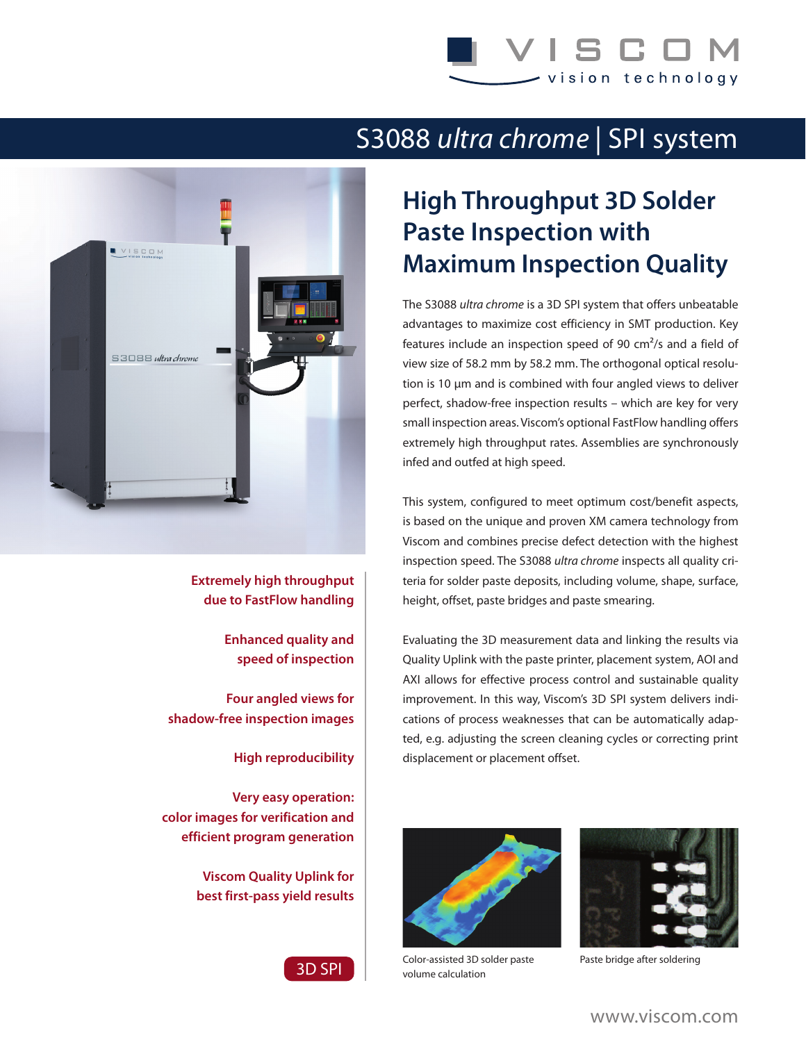# S3088 *ultra chrome* | SPI system

## High Throughput 3D Solder Paste Inspection with Maximum Inspection Quality

The S3088 *ultra chrome* is a 3D SPI system that offers unbeatable advantages to maximize cost efficiency in SMT production. Key features include an inspection speed of 90 $cm^2$/s and a field of view size of 58.2 mm by 58.2 mm. The orthogonal optical resolution is 10 µm and is combined with four angled views to deliver perfect, shadow-free inspection results – which are key for very small inspection areas. Viscom's optional FastFlow handling offers extremely high throughput rates. Assemblies are synchronously infed and outfed at high speed.

This system, configured to meet optimum cost/benefit aspects, is based on the unique and proven XM camera technology from Viscom and combines precise defect detection with the highest inspection speed. The S3088 *ultra chrome* inspects all quality criteria for solder paste deposits, including volume, shape, surface, height, offset, paste bridges and paste smearing.

Evaluating the 3D measurement data and linking the results via Quality Uplink with the paste printer, placement system, AOI and AXI allows for effective process control and sustainable quality improvement. In this way, Viscom's 3D SPI system delivers indications of process weaknesses that can be automatically adapted, e.g. adjusting the screen cleaning cycles or correcting print displacement or placement offset.

**Extremely high throughput due to FastFlow handling**

**Enhanced quality and speed of inspection**

**Four angled views for shadow-free inspection images**

**High reproducibility**

**Very easy operation: color images for verification and efficient program generation**

**Viscom Quality Uplink for best first-pass yield results**

3D SPI

Color-assisted 3D solder paste volume calculation

Paste bridge after soldering

www.viscom.com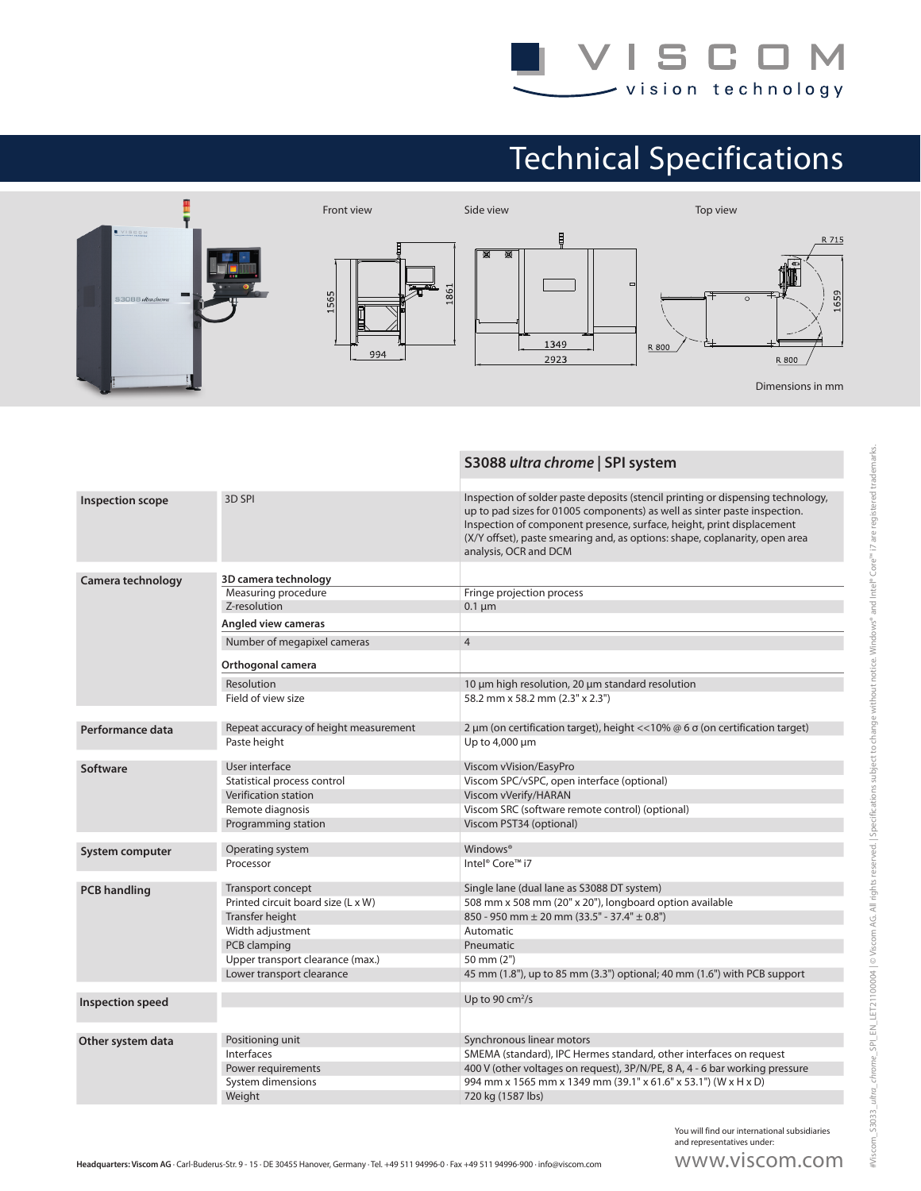# Technical Specifications

Front view

Side view

Top view

1565

1861

994

1349

2923

R 715

1659

R 800

R 800

Dimensions in mm

| | | S3088 *ultra chrome* \| SPI system |
|---|---|---|
| **Inspection scope** | 3D SPI | Inspection of solder paste deposits (stencil printing or dispensing technology, up to pad sizes for 01005 components) as well as sinter paste inspection. Inspection of component presence, surface, height, print displacement (X/Y offset), paste smearing and, as options: shape, coplanarity, open area analysis, OCR and DCM |
| **Camera technology** | **3D camera technology** | |
| | Measuring procedure | Fringe projection process |
| | Z-resolution | 0.1 µm |
| | **Angled view cameras** | |
| | Number of megapixel cameras | 4 |
| | **Orthogonal camera** | |
| | Resolution | 10 µm high resolution, 20 µm standard resolution |
| | Field of view size | 58.2 mm x 58.2 mm (2.3" x 2.3") |
| **Performance data** | Repeat accuracy of height measurement | 2 µm (on certification target), height <<10% @ 6 σ (on certification target) |
| | Paste height | Up to 4,000 µm |
| **Software** | User interface | Viscom vVision/EasyPro |
| | Statistical process control | Viscom SPC/vSPC, open interface (optional) |
| | Verification station | Viscom vVerify/HARAN |
| | Remote diagnosis | Viscom SRC (software remote control) (optional) |
| | Programming station | Viscom PST34 (optional) |
| **System computer** | Operating system | Windows® |
| | Processor | Intel® Core™ i7 |
| **PCB handling** | Transport concept | Single lane (dual lane as S3088 DT system) |
| | Printed circuit board size (L x W) | 508 mm x 508 mm (20" x 20"), longboard option available |
| | Transfer height | 850 - 950 mm ± 20 mm (33.5" - 37.4" ± 0.8") |
| | Width adjustment | Automatic |
| | PCB clamping | Pneumatic |
| | Upper transport clearance (max.) | 50 mm (2") |
| | Lower transport clearance | 45 mm (1.8"), up to 85 mm (3.3") optional; 40 mm (1.6") with PCB support |
| **Inspection speed** | | Up to 90 $cm^2$/s |
| **Other system data** | Positioning unit | Synchronous linear motors |
| | Interfaces | SMEMA (standard), IPC Hermes standard, other interfaces on request |
| | Power requirements | 400 V (other voltages on request), 3P/N/PE, 8 A, 4 - 6 bar working pressure |
| | System dimensions | 994 mm x 1565 mm x 1349 mm (39.1" x 61.6" x 53.1") (W x H x D) |
| | Weight | 720 kg (1587 lbs) |

#Viscom_S3033_*ultra_chrome*_SPI_EN_LET21100004 | © Viscom AG. All rights reserved. | Specifications subject to change without notice. Windows® and Intel® Core™ i7 are registered trademarks.

**Headquarters: Viscom AG** · Carl-Buderus-Str. 9 - 15 · DE 30455 Hanover, Germany · Tel. +49 511 94996-0 · Fax +49 511 94996-900 · info@viscom.com

You will find our international subsidiaries and representatives under:

www.viscom.com